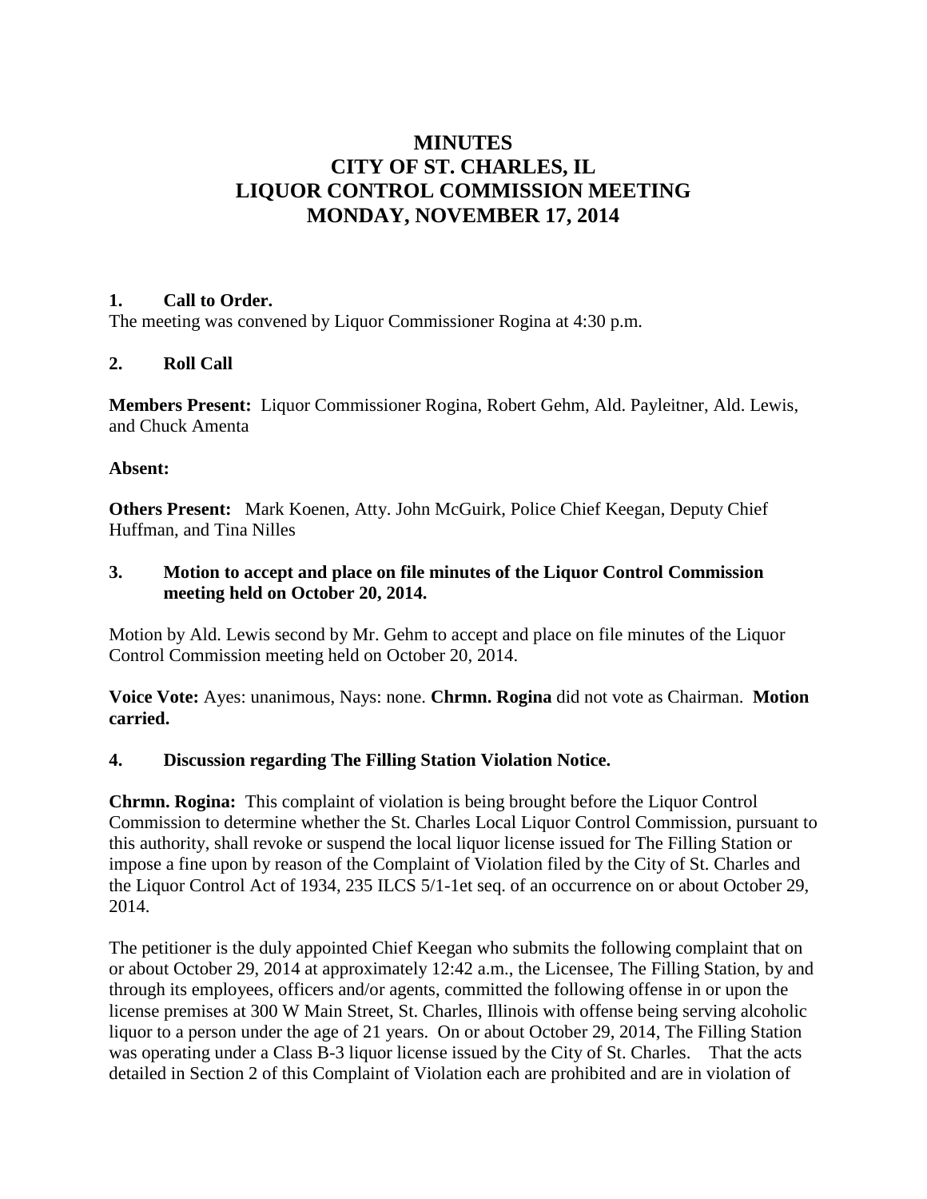# MINUTES
# CITY OF ST. CHARLES, IL
# LIQUOR CONTROL COMMISSION MEETING
# MONDAY, NOVEMBER 17, 2014

**1. Call to Order.**

The meeting was convened by Liquor Commissioner Rogina at 4:30 p.m.

**2. Roll Call**

**Members Present:** Liquor Commissioner Rogina, Robert Gehm, Ald. Payleitner, Ald. Lewis, and Chuck Amenta

**Absent:**

**Others Present:** Mark Koenen, Atty. John McGuirk, Police Chief Keegan, Deputy Chief Huffman, and Tina Nilles

**3. Motion to accept and place on file minutes of the Liquor Control Commission meeting held on October 20, 2014.**

Motion by Ald. Lewis second by Mr. Gehm to accept and place on file minutes of the Liquor Control Commission meeting held on October 20, 2014.

**Voice Vote:** Ayes: unanimous, Nays: none. **Chrmn. Rogina** did not vote as Chairman. **Motion carried.**

**4. Discussion regarding The Filling Station Violation Notice.**

**Chrmn. Rogina:** This complaint of violation is being brought before the Liquor Control Commission to determine whether the St. Charles Local Liquor Control Commission, pursuant to this authority, shall revoke or suspend the local liquor license issued for The Filling Station or impose a fine upon by reason of the Complaint of Violation filed by the City of St. Charles and the Liquor Control Act of 1934, 235 ILCS 5/1-1et seq. of an occurrence on or about October 29, 2014.

The petitioner is the duly appointed Chief Keegan who submits the following complaint that on or about October 29, 2014 at approximately 12:42 a.m., the Licensee, The Filling Station, by and through its employees, officers and/or agents, committed the following offense in or upon the license premises at 300 W Main Street, St. Charles, Illinois with offense being serving alcoholic liquor to a person under the age of 21 years. On or about October 29, 2014, The Filling Station was operating under a Class B-3 liquor license issued by the City of St. Charles. That the acts detailed in Section 2 of this Complaint of Violation each are prohibited and are in violation of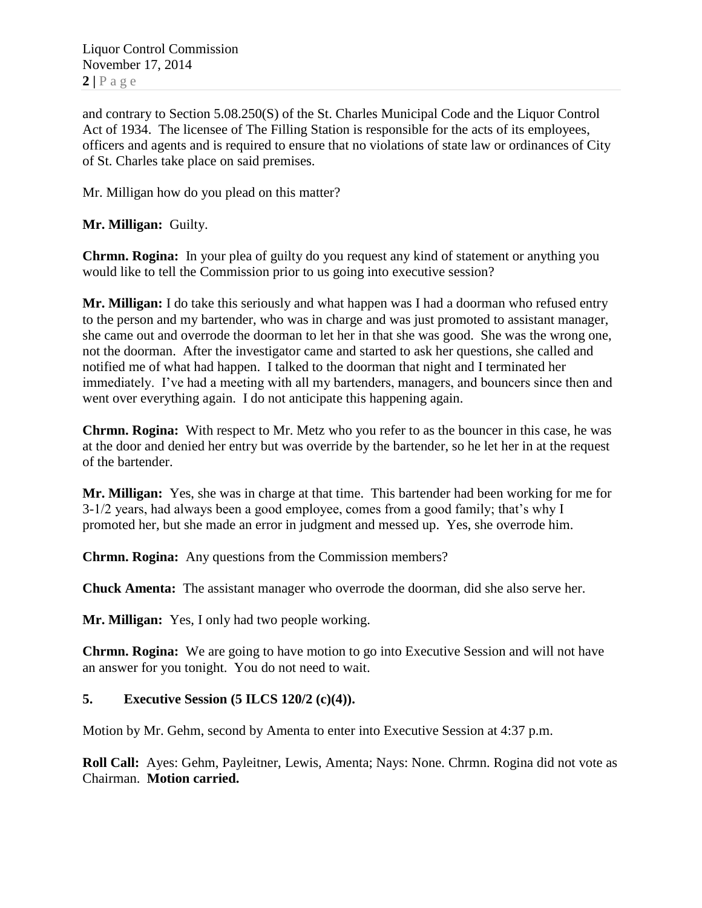and contrary to Section 5.08.250(S) of the St. Charles Municipal Code and the Liquor Control Act of 1934. The licensee of The Filling Station is responsible for the acts of its employees, officers and agents and is required to ensure that no violations of state law or ordinances of City of St. Charles take place on said premises.

Mr. Milligan how do you plead on this matter?

**Mr. Milligan:** Guilty.

**Chrmn. Rogina:** In your plea of guilty do you request any kind of statement or anything you would like to tell the Commission prior to us going into executive session?

**Mr. Milligan:** I do take this seriously and what happen was I had a doorman who refused entry to the person and my bartender, who was in charge and was just promoted to assistant manager, she came out and overrode the doorman to let her in that she was good. She was the wrong one, not the doorman. After the investigator came and started to ask her questions, she called and notified me of what had happen. I talked to the doorman that night and I terminated her immediately. I've had a meeting with all my bartenders, managers, and bouncers since then and went over everything again. I do not anticipate this happening again.

**Chrmn. Rogina:** With respect to Mr. Metz who you refer to as the bouncer in this case, he was at the door and denied her entry but was override by the bartender, so he let her in at the request of the bartender.

**Mr. Milligan:** Yes, she was in charge at that time. This bartender had been working for me for 3-1/2 years, had always been a good employee, comes from a good family; that's why I promoted her, but she made an error in judgment and messed up. Yes, she overrode him.

**Chrmn. Rogina:** Any questions from the Commission members?

**Chuck Amenta:** The assistant manager who overrode the doorman, did she also serve her.

**Mr. Milligan:** Yes, I only had two people working.

**Chrmn. Rogina:** We are going to have motion to go into Executive Session and will not have an answer for you tonight. You do not need to wait.

**5. Executive Session (5 ILCS 120/2 (c)(4)).**

Motion by Mr. Gehm, second by Amenta to enter into Executive Session at 4:37 p.m.

**Roll Call:** Ayes: Gehm, Payleitner, Lewis, Amenta; Nays: None. Chrmn. Rogina did not vote as Chairman. **Motion carried.**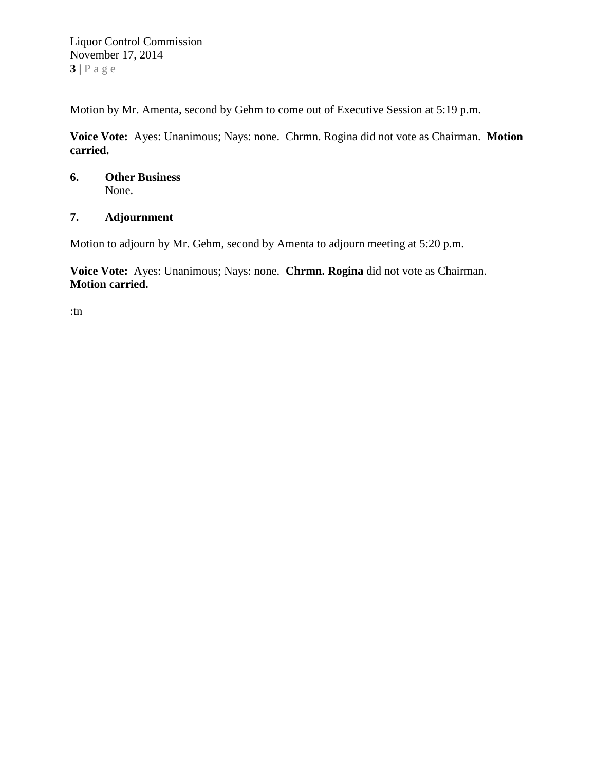Motion by Mr. Amenta, second by Gehm to come out of Executive Session at 5:19 p.m.

**Voice Vote:** Ayes: Unanimous; Nays: none. Chrmn. Rogina did not vote as Chairman. **Motion carried.**

**6. Other Business**

None.

**7. Adjournment**

Motion to adjourn by Mr. Gehm, second by Amenta to adjourn meeting at 5:20 p.m.

**Voice Vote:** Ayes: Unanimous; Nays: none. **Chrmn. Rogina** did not vote as Chairman. **Motion carried.**

:tn